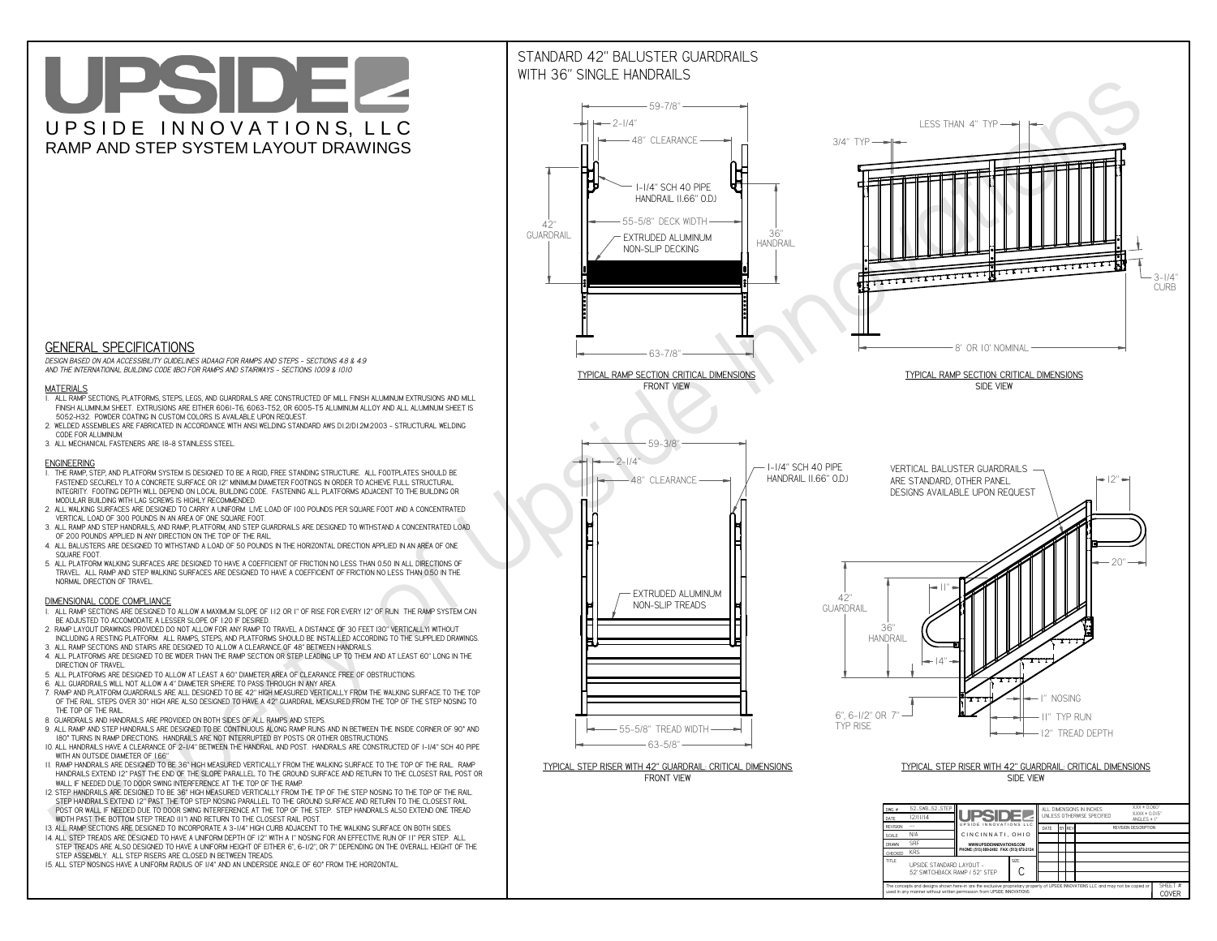# UPSIDE

UPSIDE INNOVATIONS, LLC

RAMP AND STEP SYSTEM LAYOUT DRAWINGS

## GENERAL SPECIFICATIONS

*DESIGN BASED ON ADA ACCESSIBILITY GUIDELINES (ADAAG) FOR RAMPS AND STEPS - SECTIONS 4.8 & 4.9 AND THE INTERNATIONAL BUILDING CODE (IBC) FOR RAMPS AND STAIRWAYS - SECTIONS 1009 & 1010*

### MATERIALS

1. ALL RAMP SECTIONS, PLATFORMS, STEPS, LEGS, AND GUARDRAILS ARE CONSTRUCTED OF MILL FINISH ALUMINUM EXTRUSIONS AND MILL FINISH ALUMINUM SHEET. EXTRUSIONS ARE EITHER 6061-T6, 6063-T52, OR 6005-T5 ALUMINUM ALLOY AND ALL ALUMINUM SHEET IS 5052-H32. POWDER COATING IN CUSTOM COLORS IS AVAILABLE UPON REQUEST.
2. WELDED ASSEMBLIES ARE FABRICATED IN ACCORDANCE WITH ANSI WELDING STANDARD AWS D1.2/D1.2M:2003 - STRUCTURAL WELDING CODE FOR ALUMINUM.
3. ALL MECHANICAL FASTENERS ARE 18-8 STAINLESS STEEL.

### ENGINEERING

1. THE RAMP, STEP, AND PLATFORM SYSTEM IS DESIGNED TO BE A RIGID, FREE STANDING STRUCTURE. ALL FOOTPLATES SHOULD BE FASTENED SECURELY TO A CONCRETE SURFACE OR 12" MINIMUM DIAMETER FOOTINGS IN ORDER TO ACHIEVE FULL STRUCTURAL INTEGRITY. FOOTING DEPTH WILL DEPEND ON LOCAL BUILDING CODE. FASTENING ALL PLATFORMS ADJACENT TO THE BUILDING OR MODULAR BUILDING WITH LAG SCREWS IS HIGHLY RECOMMENDED.
2. ALL WALKING SURFACES ARE DESIGNED TO CARRY A UNIFORM LIVE LOAD OF 100 POUNDS PER SQUARE FOOT AND A CONCENTRATED VERTICAL LOAD OF 300 POUNDS IN AN AREA OF ONE SQUARE FOOT.
3. ALL RAMP AND STEP HANDRAILS, AND RAMP, PLATFORM, AND STEP GUARDRAILS ARE DESIGNED TO WITHSTAND A CONCENTRATED LOAD OF 200 POUNDS APPLIED IN ANY DIRECTION ON THE TOP OF THE RAIL.
4. ALL BALUSTERS ARE DESIGNED TO WITHSTAND A LOAD OF 50 POUNDS IN THE HORIZONTAL DIRECTION APPLIED IN AN AREA OF ONE SQUARE FOOT.
5. ALL PLATFORM WALKING SURFACES ARE DESIGNED TO HAVE A COEFFICIENT OF FRICTION NO LESS THAN 0.50 IN ALL DIRECTIONS OF TRAVEL. ALL RAMP AND STEP WALKING SURFACES ARE DESIGNED TO HAVE A COEFFICIENT OF FRICTION NO LESS THAN 0.50 IN THE NORMAL DIRECTION OF TRAVEL.

### DIMENSIONAL CODE COMPLIANCE

1. ALL RAMP SECTIONS ARE DESIGNED TO ALLOW A MAXIMUM SLOPE OF 1:12 OR 1" OF RISE FOR EVERY 12" OF RUN. THE RAMP SYSTEM CAN BE ADJUSTED TO ACCOMODATE A LESSER SLOPE OF 1:20 IF DESIRED.
2. RAMP LAYOUT DRAWINGS PROVIDED DO NOT ALLOW FOR ANY RAMP TO TRAVEL A DISTANCE OF 30 FEET (30" VERTICALLY) WITHOUT INCLUDING A RESTING PLATFORM. ALL RAMPS, STEPS, AND PLATFORMS SHOULD BE INSTALLED ACCORDING TO THE SUPPLIED DRAWINGS.
3. ALL RAMP SECTIONS AND STAIRS ARE DESIGNED TO ALLOW A CLEARANCE OF 48" BETWEEN HANDRAILS.
4. ALL PLATFORMS ARE DESIGNED TO BE WIDER THAN THE RAMP SECTION OR STEP LEADING UP TO THEM AND AT LEAST 60" LONG IN THE DIRECTION OF TRAVEL.
5. ALL PLATFORMS ARE DESIGNED TO ALLOW AT LEAST A 60" DIAMETER AREA OF CLEARANCE FREE OF OBSTRUCTIONS.
6. ALL GUARDRAILS WILL NOT ALLOW A 4" DIAMETER SPHERE TO PASS THROUGH IN ANY AREA.
7. RAMP AND PLATFORM GUARDRAILS ARE ALL DESIGNED TO BE 42" HIGH MEASURED VERTICALLY FROM THE WALKING SURFACE TO THE TOP OF THE RAIL. STEPS OVER 30" HIGH ARE ALSO DESIGNED TO HAVE A 42" GUARDRAIL MEASURED FROM THE TOP OF THE STEP NOSING TO THE TOP OF THE RAIL.
8. GUARDRAILS AND HANDRAILS ARE PROVIDED ON BOTH SIDES OF ALL RAMPS AND STEPS.
9. ALL RAMP AND STEP HANDRAILS ARE DESIGNED TO BE CONTINUOUS ALONG RAMP RUNS AND IN BETWEEN THE INSIDE CORNER OF 90° AND 180° TURNS IN RAMP DIRECTIONS. HANDRAILS ARE NOT INTERRUPTED BY POSTS OR OTHER OBSTRUCTIONS.
10. ALL HANDRAILS HAVE A CLEARANCE OF 2-1/4" BETWEEN THE HANDRAIL AND POST. HANDRAILS ARE CONSTRUCTED OF 1-1/4" SCH 40 PIPE WITH AN OUTSIDE DIAMETER OF 1.66"
11. RAMP HANDRAILS ARE DESIGNED TO BE 36" HIGH MEASURED VERTICALLY FROM THE WALKING SURFACE TO THE TOP OF THE RAIL. RAMP HANDRAILS EXTEND 12" PAST THE END OF THE SLOPE PARALLEL TO THE GROUND SURFACE AND RETURN TO THE CLOSEST RAIL POST OR WALL IF NEEDED DUE TO DOOR SWING INTERFERENCE AT THE TOP OF THE RAMP.
12. STEP HANDRAILS ARE DESIGNED TO BE 36" HIGH MEASURED VERTICALLY FROM THE TIP OF THE STEP NOSING TO THE TOP OF THE RAIL. STEP HANDRAILS EXTEND 12" PAST THE TOP STEP NOSING PARALLEL TO THE GROUND SURFACE AND RETURN TO THE CLOSEST RAIL POST OR WALL IF NEEDED DUE TO DOOR SWING INTERFERENCE AT THE TOP OF THE STEP. STEP HANDRAILS ALSO EXTEND ONE TREAD WIDTH PAST THE BOTTOM STEP TREAD (11") AND RETURN TO THE CLOSEST RAIL POST.
13. ALL RAMP SECTIONS ARE DESIGNED TO INCORPORATE A 3-1/4" HIGH CURB ADJACENT TO THE WALKING SURFACE ON BOTH SIDES.
14. ALL STEP TREADS ARE DESIGNED TO HAVE A UNIFORM DEPTH OF 12" WITH A 1" NOSING FOR AN EFFECTIVE RUN OF 11" PER STEP. ALL STEP TREADS ARE ALSO DESIGNED TO HAVE A UNIFORM HEIGHT OF EITHER 6", 6-1/2", OR 7" DEPENDING ON THE OVERALL HEIGHT OF THE STEP ASSEMBLY. ALL STEP RISERS ARE CLOSED IN BETWEEN TREADS.
15. ALL STEP NOSINGS HAVE A UNIFORM RADIUS OF 1/4" AND AN UNDERSIDE ANGLE OF 60° FROM THE HORIZONTAL.

## STANDARD 42" BALUSTER GUARDRAILS WITH 36" SINGLE HANDRAILS

59-7/8" · 2-1/4" · 48" CLEARANCE · 1-1/4" SCH 40 PIPE HANDRAIL (1.66" O.D.) · 55-5/8" DECK WIDTH · 42" GUARDRAIL · 36" HANDRAIL · EXTRUDED ALUMINUM NON-SLIP DECKING · 63-7/8"

TYPICAL RAMP SECTION: CRITICAL DIMENSIONS
FRONT VIEW

LESS THAN 4" TYP · 3/4" TYP · 3-1/4" CURB · 8' OR 10' NOMINAL

TYPICAL RAMP SECTION: CRITICAL DIMENSIONS
SIDE VIEW

59-3/8" · 2-1/4" · 48" CLEARANCE · 1-1/4" SCH 40 PIPE HANDRAIL (1.66" O.D.) · EXTRUDED ALUMINUM NON-SLIP TREADS · 55-5/8" TREAD WIDTH · 63-5/8"

TYPICAL STEP RISER WITH 42" GUARDRAIL: CRITICAL DIMENSIONS
FRONT VIEW

VERTICAL BALUSTER GUARDRAILS ARE STANDARD, OTHER PANEL DESIGNS AVAILABLE UPON REQUEST · 12" · 20" · 11" · 42" GUARDRAIL · 36" HANDRAIL · 14" · 1" NOSING · 11" TYP RUN · 12" TREAD DEPTH · 6", 6-1/2" OR 7" TYP RISE

TYPICAL STEP RISER WITH 42" GUARDRAIL: CRITICAL DIMENSIONS
SIDE VIEW

| | | | |
|---|---|---|---|
| DWG # | 52_SWB_52_STEP | ALL DIMENSIONS IN INCHES UNLESS OTHERWISE SPECIFIED | X.XX ± 0.060" X.XXX ± 0.015" ANGLES ± 1° |
| DATE | 12/11/14 | | |
| REVISION | --- | DATE / BY / REV / REVISION DESCRIPTION | |
| SCALE | N/A | UPSIDE INNOVATIONS LLC, CINCINNATI, OHIO | |
| DRAWN | SRF | WWW.UPSIDEINNOVATIONS.COM PHONE: (513) 889-2492 FAX: (513) 672-2124 | |
| CHECKED | KRS | | |
| TITLE | UPSIDE STANDARD LAYOUT - 52' SWITCHBACK RAMP / 52" STEP | SIZE C | SHEET # COVER |

The concepts and designs shown here-in are the exclusive proprietary property of UPSIDE INNOVATIONS LLC and may not be copied or used in any manner without written permission from UPSIDE INNOVATIONS.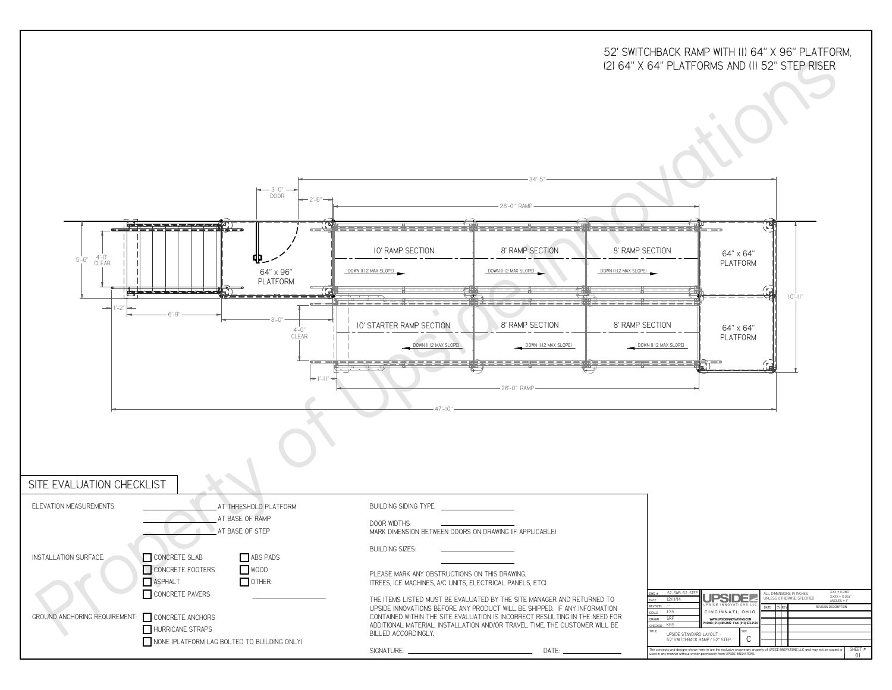# 52' SWITCHBACK RAMP WITH (1) 64" X 96" PLATFORM, (2) 64" X 64" PLATFORMS AND (1) 52" STEP RISER

34'-5"

3'-0" DOOR

2'-6"

26'-0" RAMP

10' RAMP SECTION

8' RAMP SECTION

8' RAMP SECTION

64" x 64" PLATFORM

DOWN (1:12 MAX SLOPE)

DOWN (1:12 MAX SLOPE)

DOWN (1:12 MAX SLOPE)

5'-6"

4'-0" CLEAR

64" x 96" PLATFORM

10'-11"

1'-2"

6'-9"

8'-0"

4'-0" CLEAR

10' STARTER RAMP SECTION

8' RAMP SECTION

8' RAMP SECTION

64" x 64" PLATFORM

DOWN (1:12 MAX SLOPE)

DOWN (1:12 MAX SLOPE)

DOWN (1:12 MAX SLOPE)

1'-11"

26'-0" RAMP

47'-10"

## SITE EVALUATION CHECKLIST

ELEVATION MEASUREMENTS: ________ AT THRESHOLD PLATFORM

________ AT BASE OF RAMP

________ AT BASE OF STEP

INSTALLATION SURFACE:

- ☐ CONCRETE SLAB
- ☐ CONCRETE FOOTERS
- ☐ ASPHALT
- ☐ CONCRETE PAVERS
- ☐ ABS PADS
- ☐ WOOD
- ☐ OTHER ________

GROUND ANCHORING REQUIREMENT:

- ☐ CONCRETE ANCHORS
- ☐ HURRICANE STRAPS
- ☐ NONE (PLATFORM LAG BOLTED TO BUILDING ONLY)

BUILDING SIDING TYPE: ________

DOOR WIDTHS: ________

MARK DIMENSION BETWEEN DOORS ON DRAWING (IF APPLICABLE)

BUILDING SIZES: ________

________

PLEASE MARK ANY OBSTRUCTIONS ON THIS DRAWING. (TREES, ICE MACHINES, A/C UNITS, ELECTRICAL PANELS, ETC)

THE ITEMS LISTED MUST BE EVALUATED BY THE SITE MANAGER AND RETURNED TO UPSIDE INNOVATIONS BEFORE ANY PRODUCT WILL BE SHIPPED. IF ANY INFORMATION CONTAINED WITHIN THE SITE EVALUATION IS INCORRECT RESULTING IN THE NEED FOR ADDITIONAL MATERIAL, INSTALLATION AND/OR TRAVEL TIME, THE CUSTOMER WILL BE BILLED ACCORDINGLY.

SIGNATURE: ________ DATE: ________

| | |
|---|---|
| DWG # | 52_SWB_52_STEP |
| DATE | 12/11/14 |
| REVISION | --- |
| SCALE | 1:35 |
| DRAWN | SRF |
| CHECKED | KRS |

UPSIDE INNOVATIONS LLC
CINCINNATI, OHIO
WWW.UPSIDEINNOVATIONS.COM
PHONE: (513) 889-2492 FAX: (513) 672-2124

ALL DIMENSIONS IN INCHES UNLESS OTHERWISE SPECIFIED
X.XX ± 0.060"
X.XXX ± 0.015"
ANGLES ± 1°

| DATE | BY | REV | REVISION DESCRIPTION |
|---|---|---|---|

TITLE: UPSIDE STANDARD LAYOUT - 52' SWITCHBACK RAMP / 52" STEP

SIZE: C

SHEET # 01

The concepts and designs shown here-in are the exclusive proprietary property of UPSIDE INNOVATIONS LLC and may not be copied or used in any manner without written permission from UPSIDE INNOVATIONS.

Property of Upside Innovations